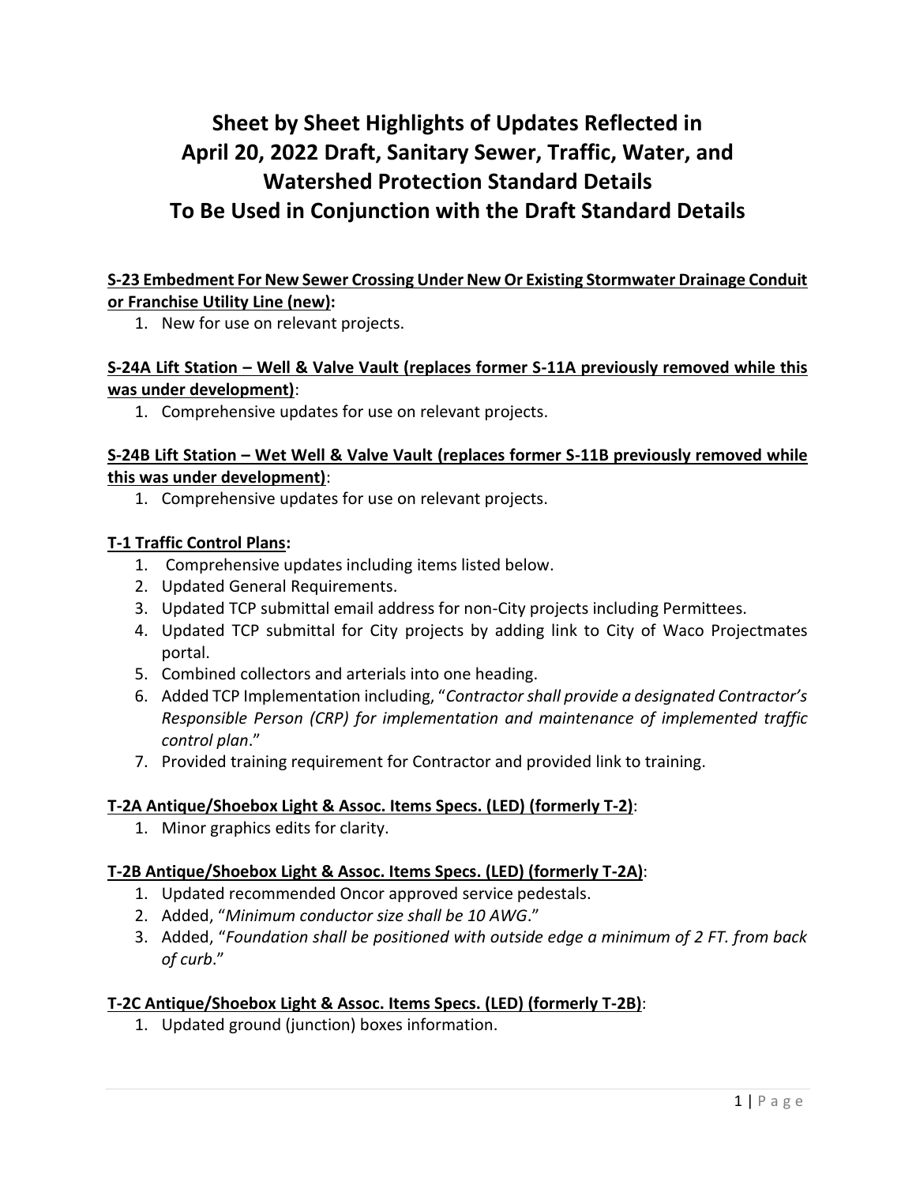# Sheet by Sheet Highlights of Updates Reflected in April 20, 2022 Draft, Sanitary Sewer, Traffic, Water, and Watershed Protection Standard Details To Be Used in Conjunction with the Draft Standard Details

**S-23 Embedment For New Sewer Crossing Under New Or Existing Stormwater Drainage Conduit or Franchise Utility Line (new):**

1. New for use on relevant projects.

**S-24A Lift Station – Well & Valve Vault (replaces former S-11A previously removed while this was under development)**:

1. Comprehensive updates for use on relevant projects.

**S-24B Lift Station – Wet Well & Valve Vault (replaces former S-11B previously removed while this was under development)**:

1. Comprehensive updates for use on relevant projects.

**T-1 Traffic Control Plans:**

1. Comprehensive updates including items listed below.
2. Updated General Requirements.
3. Updated TCP submittal email address for non-City projects including Permittees.
4. Updated TCP submittal for City projects by adding link to City of Waco Projectmates portal.
5. Combined collectors and arterials into one heading.
6. Added TCP Implementation including, "*Contractor shall provide a designated Contractor's Responsible Person (CRP) for implementation and maintenance of implemented traffic control plan*."
7. Provided training requirement for Contractor and provided link to training.

**T-2A Antique/Shoebox Light & Assoc. Items Specs. (LED) (formerly T-2)**:

1. Minor graphics edits for clarity.

**T-2B Antique/Shoebox Light & Assoc. Items Specs. (LED) (formerly T-2A)**:

1. Updated recommended Oncor approved service pedestals.
2. Added, "*Minimum conductor size shall be 10 AWG*."
3. Added, "*Foundation shall be positioned with outside edge a minimum of 2 FT. from back of curb*."

**T-2C Antique/Shoebox Light & Assoc. Items Specs. (LED) (formerly T-2B)**:

1. Updated ground (junction) boxes information.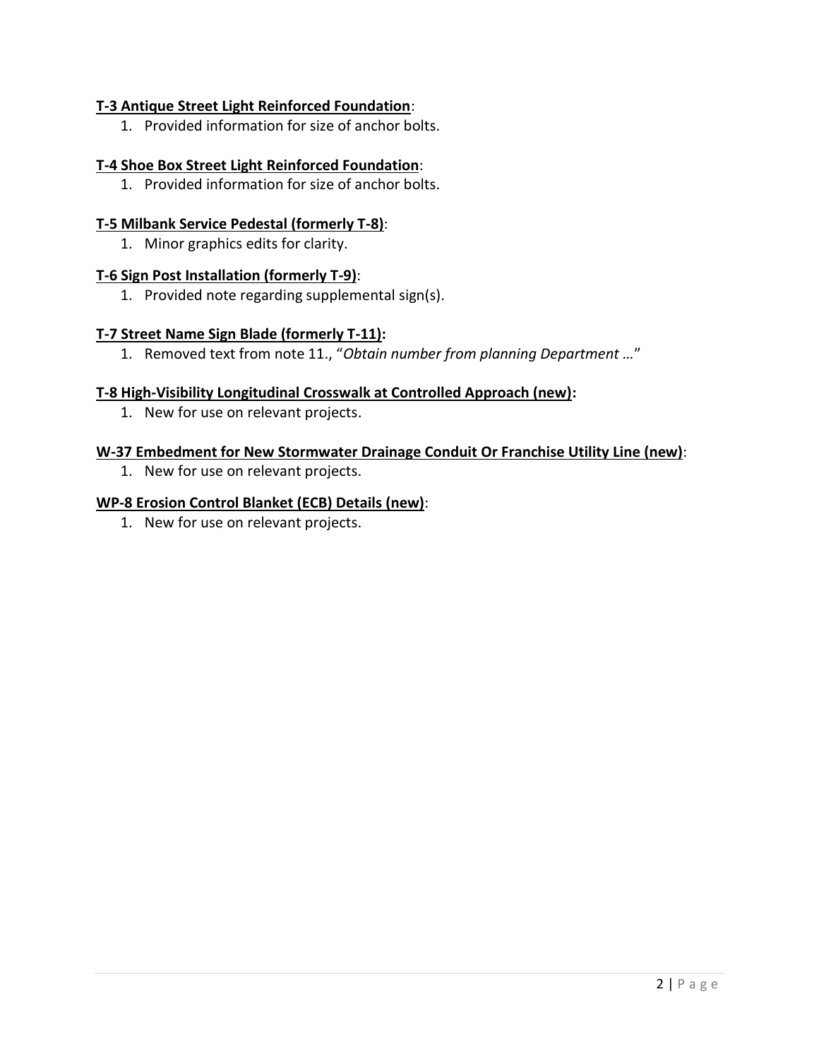**<u>T-3 Antique Street Light Reinforced Foundation</u>**:

1. Provided information for size of anchor bolts.

**<u>T-4 Shoe Box Street Light Reinforced Foundation</u>**:

1. Provided information for size of anchor bolts.

**<u>T-5 Milbank Service Pedestal (formerly T-8)</u>**:

1. Minor graphics edits for clarity.

**<u>T-6 Sign Post Installation (formerly T-9)</u>**:

1. Provided note regarding supplemental sign(s).

**<u>T-7 Street Name Sign Blade (formerly T-11)</u>:**

1. Removed text from note 11., "*Obtain number from planning Department …*"

**<u>T-8 High-Visibility Longitudinal Crosswalk at Controlled Approach (new)</u>:**

1. New for use on relevant projects.

**<u>W-37 Embedment for New Stormwater Drainage Conduit Or Franchise Utility Line (new)</u>**:

1. New for use on relevant projects.

**<u>WP-8 Erosion Control Blanket (ECB) Details (new)</u>**:

1. New for use on relevant projects.